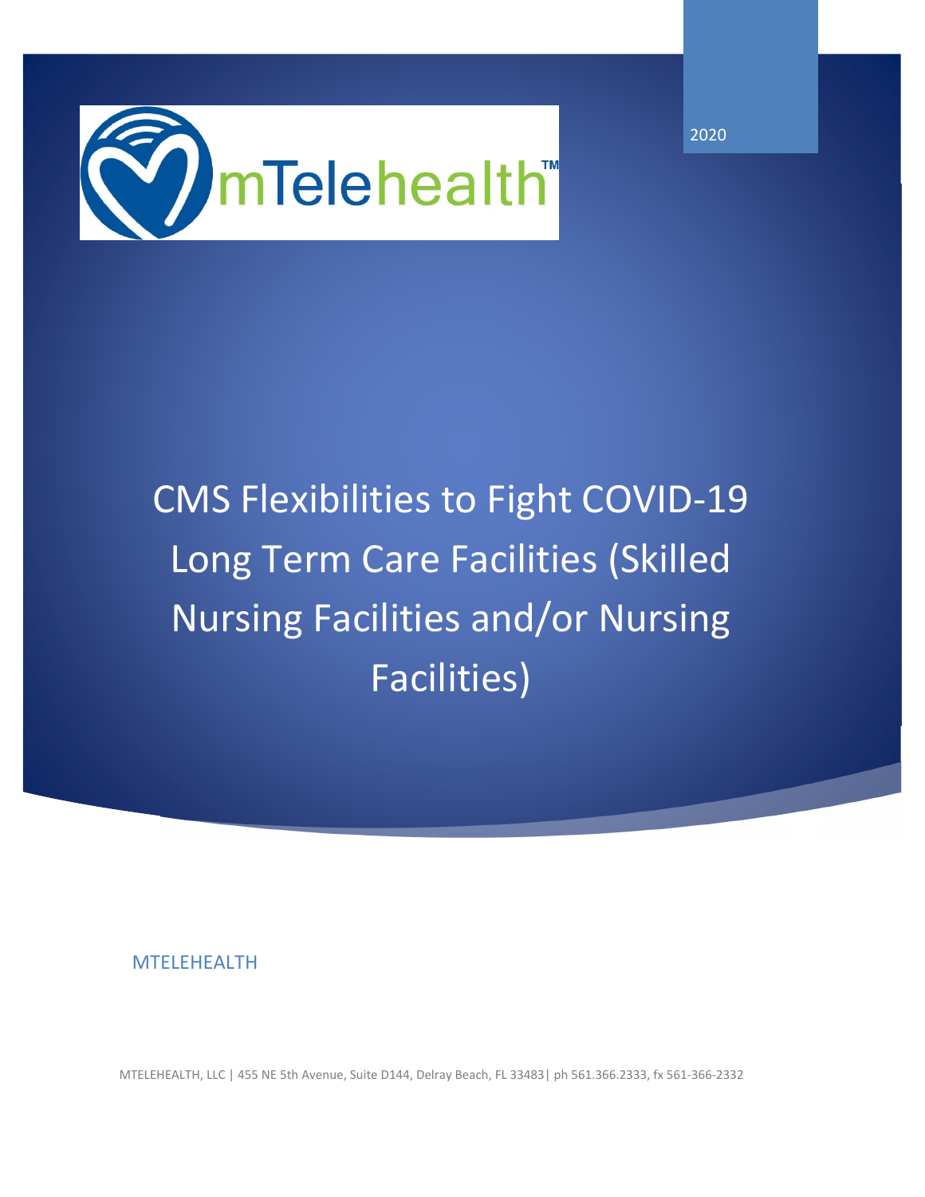2020

mTelehealth™

# CMS Flexibilities to Fight COVID-19 Long Term Care Facilities (Skilled Nursing Facilities and/or Nursing Facilities)

MTELEHEALTH

MTELEHEALTH, LLC | 455 NE 5th Avenue, Suite D144, Delray Beach, FL 33483| ph 561.366.2333, fx 561-366-2332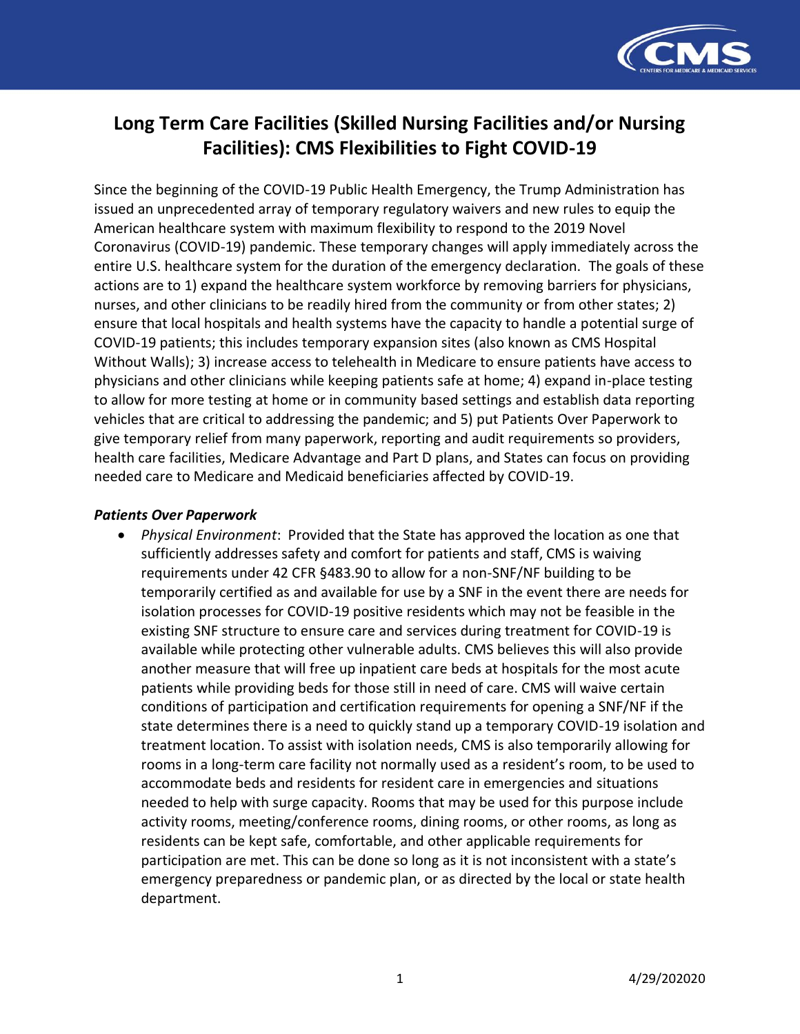# Long Term Care Facilities (Skilled Nursing Facilities and/or Nursing Facilities): CMS Flexibilities to Fight COVID-19

Since the beginning of the COVID-19 Public Health Emergency, the Trump Administration has issued an unprecedented array of temporary regulatory waivers and new rules to equip the American healthcare system with maximum flexibility to respond to the 2019 Novel Coronavirus (COVID-19) pandemic. These temporary changes will apply immediately across the entire U.S. healthcare system for the duration of the emergency declaration. The goals of these actions are to 1) expand the healthcare system workforce by removing barriers for physicians, nurses, and other clinicians to be readily hired from the community or from other states; 2) ensure that local hospitals and health systems have the capacity to handle a potential surge of COVID-19 patients; this includes temporary expansion sites (also known as CMS Hospital Without Walls); 3) increase access to telehealth in Medicare to ensure patients have access to physicians and other clinicians while keeping patients safe at home; 4) expand in-place testing to allow for more testing at home or in community based settings and establish data reporting vehicles that are critical to addressing the pandemic; and 5) put Patients Over Paperwork to give temporary relief from many paperwork, reporting and audit requirements so providers, health care facilities, Medicare Advantage and Part D plans, and States can focus on providing needed care to Medicare and Medicaid beneficiaries affected by COVID-19.

***Patients Over Paperwork***

- *Physical Environment*: Provided that the State has approved the location as one that sufficiently addresses safety and comfort for patients and staff, CMS is waiving requirements under 42 CFR §483.90 to allow for a non-SNF/NF building to be temporarily certified as and available for use by a SNF in the event there are needs for isolation processes for COVID-19 positive residents which may not be feasible in the existing SNF structure to ensure care and services during treatment for COVID-19 is available while protecting other vulnerable adults. CMS believes this will also provide another measure that will free up inpatient care beds at hospitals for the most acute patients while providing beds for those still in need of care. CMS will waive certain conditions of participation and certification requirements for opening a SNF/NF if the state determines there is a need to quickly stand up a temporary COVID-19 isolation and treatment location. To assist with isolation needs, CMS is also temporarily allowing for rooms in a long-term care facility not normally used as a resident's room, to be used to accommodate beds and residents for resident care in emergencies and situations needed to help with surge capacity. Rooms that may be used for this purpose include activity rooms, meeting/conference rooms, dining rooms, or other rooms, as long as residents can be kept safe, comfortable, and other applicable requirements for participation are met. This can be done so long as it is not inconsistent with a state's emergency preparedness or pandemic plan, or as directed by the local or state health department.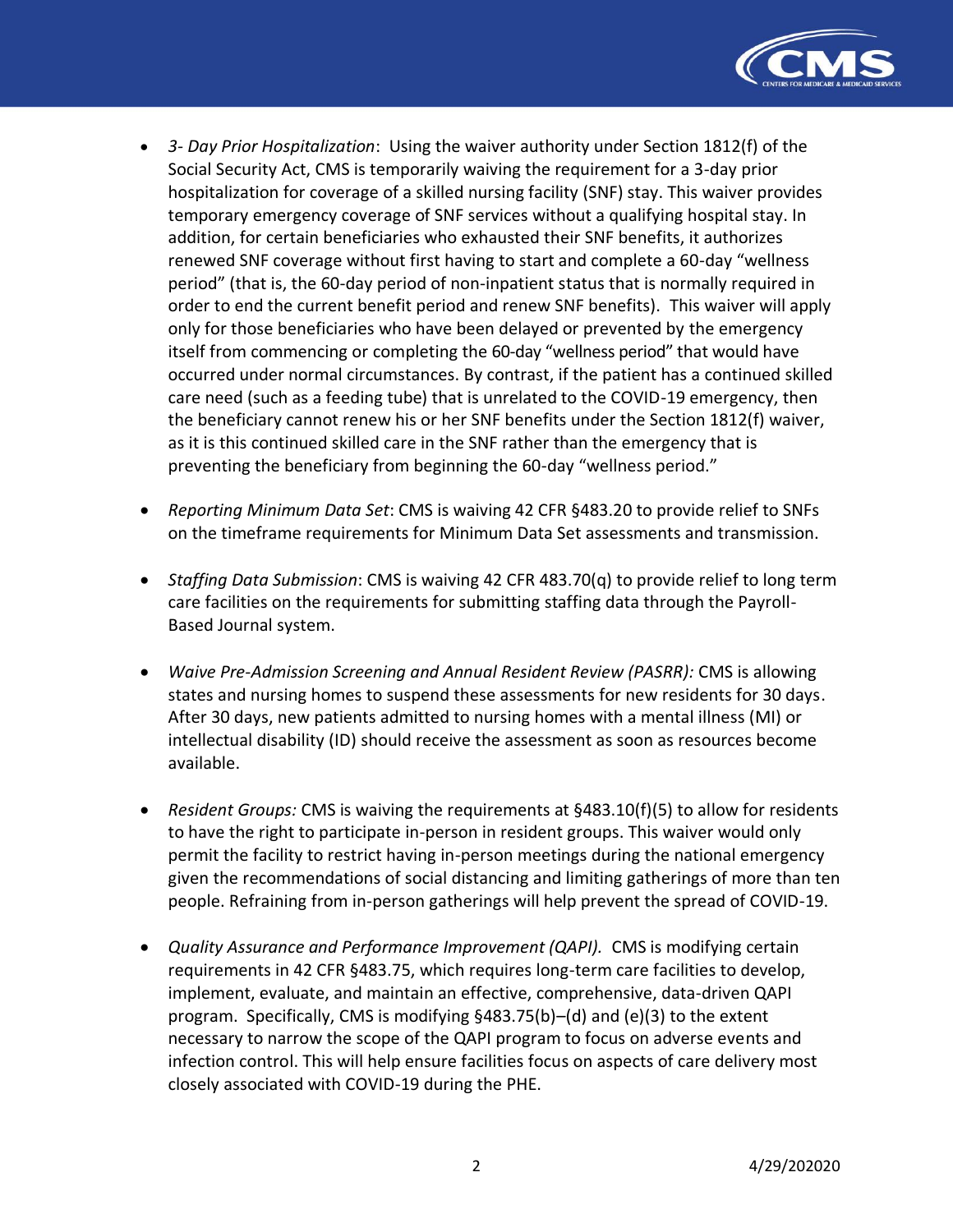- *3- Day Prior Hospitalization*: Using the waiver authority under Section 1812(f) of the Social Security Act, CMS is temporarily waiving the requirement for a 3-day prior hospitalization for coverage of a skilled nursing facility (SNF) stay. This waiver provides temporary emergency coverage of SNF services without a qualifying hospital stay. In addition, for certain beneficiaries who exhausted their SNF benefits, it authorizes renewed SNF coverage without first having to start and complete a 60-day "wellness period" (that is, the 60-day period of non-inpatient status that is normally required in order to end the current benefit period and renew SNF benefits). This waiver will apply only for those beneficiaries who have been delayed or prevented by the emergency itself from commencing or completing the 60-day "wellness period" that would have occurred under normal circumstances. By contrast, if the patient has a continued skilled care need (such as a feeding tube) that is unrelated to the COVID-19 emergency, then the beneficiary cannot renew his or her SNF benefits under the Section 1812(f) waiver, as it is this continued skilled care in the SNF rather than the emergency that is preventing the beneficiary from beginning the 60-day "wellness period."

- *Reporting Minimum Data Set*: CMS is waiving 42 CFR §483.20 to provide relief to SNFs on the timeframe requirements for Minimum Data Set assessments and transmission.

- *Staffing Data Submission*: CMS is waiving 42 CFR 483.70(q) to provide relief to long term care facilities on the requirements for submitting staffing data through the Payroll-Based Journal system.

- *Waive Pre-Admission Screening and Annual Resident Review (PASRR):* CMS is allowing states and nursing homes to suspend these assessments for new residents for 30 days. After 30 days, new patients admitted to nursing homes with a mental illness (MI) or intellectual disability (ID) should receive the assessment as soon as resources become available.

- *Resident Groups:* CMS is waiving the requirements at §483.10(f)(5) to allow for residents to have the right to participate in-person in resident groups. This waiver would only permit the facility to restrict having in-person meetings during the national emergency given the recommendations of social distancing and limiting gatherings of more than ten people. Refraining from in-person gatherings will help prevent the spread of COVID-19.

- *Quality Assurance and Performance Improvement (QAPI).* CMS is modifying certain requirements in 42 CFR §483.75, which requires long-term care facilities to develop, implement, evaluate, and maintain an effective, comprehensive, data-driven QAPI program. Specifically, CMS is modifying §483.75(b)–(d) and (e)(3) to the extent necessary to narrow the scope of the QAPI program to focus on adverse events and infection control. This will help ensure facilities focus on aspects of care delivery most closely associated with COVID-19 during the PHE.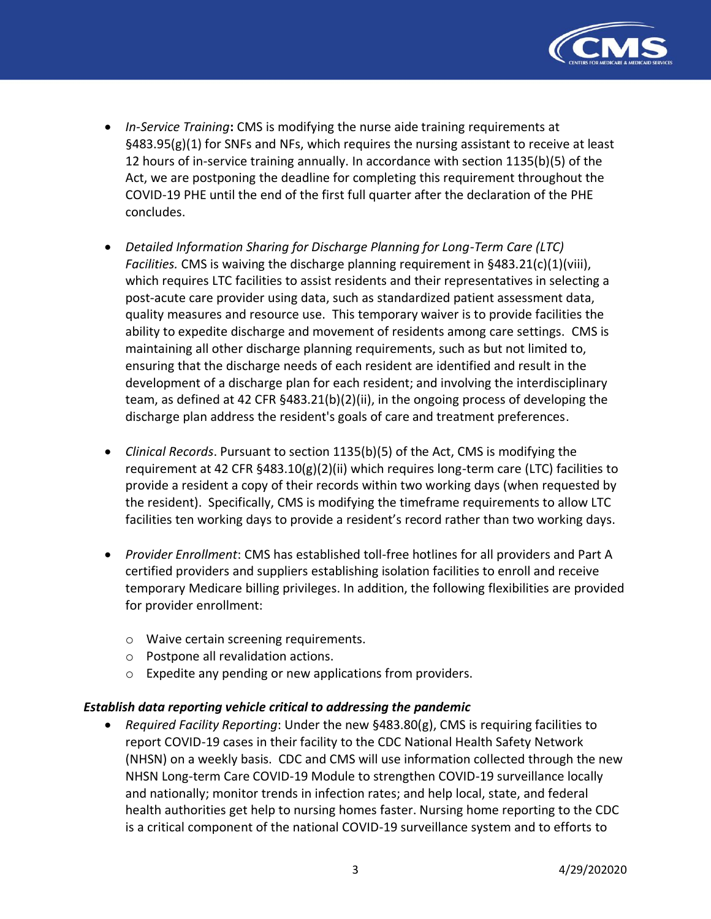- *In-Service Training***:** CMS is modifying the nurse aide training requirements at §483.95(g)(1) for SNFs and NFs, which requires the nursing assistant to receive at least 12 hours of in-service training annually. In accordance with section 1135(b)(5) of the Act, we are postponing the deadline for completing this requirement throughout the COVID-19 PHE until the end of the first full quarter after the declaration of the PHE concludes.

- *Detailed Information Sharing for Discharge Planning for Long-Term Care (LTC) Facilities.* CMS is waiving the discharge planning requirement in §483.21(c)(1)(viii), which requires LTC facilities to assist residents and their representatives in selecting a post-acute care provider using data, such as standardized patient assessment data, quality measures and resource use. This temporary waiver is to provide facilities the ability to expedite discharge and movement of residents among care settings. CMS is maintaining all other discharge planning requirements, such as but not limited to, ensuring that the discharge needs of each resident are identified and result in the development of a discharge plan for each resident; and involving the interdisciplinary team, as defined at 42 CFR §483.21(b)(2)(ii), in the ongoing process of developing the discharge plan address the resident's goals of care and treatment preferences.

- *Clinical Records*. Pursuant to section 1135(b)(5) of the Act, CMS is modifying the requirement at 42 CFR §483.10(g)(2)(ii) which requires long-term care (LTC) facilities to provide a resident a copy of their records within two working days (when requested by the resident). Specifically, CMS is modifying the timeframe requirements to allow LTC facilities ten working days to provide a resident's record rather than two working days.

- *Provider Enrollment*: CMS has established toll-free hotlines for all providers and Part A certified providers and suppliers establishing isolation facilities to enroll and receive temporary Medicare billing privileges. In addition, the following flexibilities are provided for provider enrollment:

  - Waive certain screening requirements.
  - Postpone all revalidation actions.
  - Expedite any pending or new applications from providers.

***Establish data reporting vehicle critical to addressing the pandemic***

- *Required Facility Reporting*: Under the new §483.80(g), CMS is requiring facilities to report COVID-19 cases in their facility to the CDC National Health Safety Network (NHSN) on a weekly basis. CDC and CMS will use information collected through the new NHSN Long-term Care COVID-19 Module to strengthen COVID-19 surveillance locally and nationally; monitor trends in infection rates; and help local, state, and federal health authorities get help to nursing homes faster. Nursing home reporting to the CDC is a critical component of the national COVID-19 surveillance system and to efforts to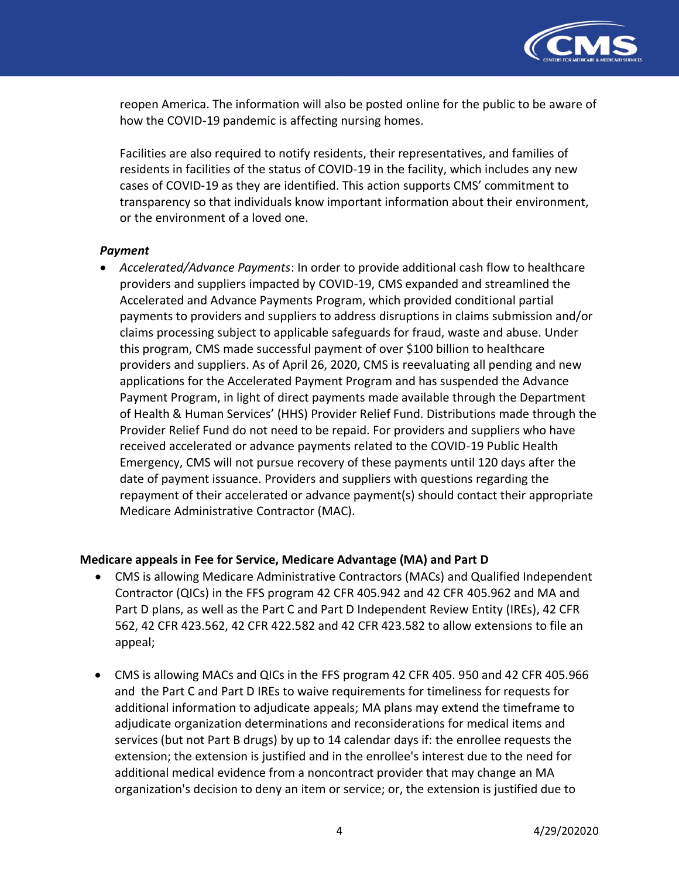reopen America. The information will also be posted online for the public to be aware of how the COVID-19 pandemic is affecting nursing homes.

Facilities are also required to notify residents, their representatives, and families of residents in facilities of the status of COVID-19 in the facility, which includes any new cases of COVID-19 as they are identified. This action supports CMS' commitment to transparency so that individuals know important information about their environment, or the environment of a loved one.

***Payment***

- *Accelerated/Advance Payments*: In order to provide additional cash flow to healthcare providers and suppliers impacted by COVID-19, CMS expanded and streamlined the Accelerated and Advance Payments Program, which provided conditional partial payments to providers and suppliers to address disruptions in claims submission and/or claims processing subject to applicable safeguards for fraud, waste and abuse. Under this program, CMS made successful payment of over $100 billion to healthcare providers and suppliers. As of April 26, 2020, CMS is reevaluating all pending and new applications for the Accelerated Payment Program and has suspended the Advance Payment Program, in light of direct payments made available through the Department of Health & Human Services' (HHS) Provider Relief Fund. Distributions made through the Provider Relief Fund do not need to be repaid. For providers and suppliers who have received accelerated or advance payments related to the COVID-19 Public Health Emergency, CMS will not pursue recovery of these payments until 120 days after the date of payment issuance. Providers and suppliers with questions regarding the repayment of their accelerated or advance payment(s) should contact their appropriate Medicare Administrative Contractor (MAC).

**Medicare appeals in Fee for Service, Medicare Advantage (MA) and Part D**

- CMS is allowing Medicare Administrative Contractors (MACs) and Qualified Independent Contractor (QICs) in the FFS program 42 CFR 405.942 and 42 CFR 405.962 and MA and Part D plans, as well as the Part C and Part D Independent Review Entity (IREs), 42 CFR 562, 42 CFR 423.562, 42 CFR 422.582 and 42 CFR 423.582 to allow extensions to file an appeal;

- CMS is allowing MACs and QICs in the FFS program 42 CFR 405. 950 and 42 CFR 405.966 and the Part C and Part D IREs to waive requirements for timeliness for requests for additional information to adjudicate appeals; MA plans may extend the timeframe to adjudicate organization determinations and reconsiderations for medical items and services (but not Part B drugs) by up to 14 calendar days if: the enrollee requests the extension; the extension is justified and in the enrollee's interest due to the need for additional medical evidence from a noncontract provider that may change an MA organization's decision to deny an item or service; or, the extension is justified due to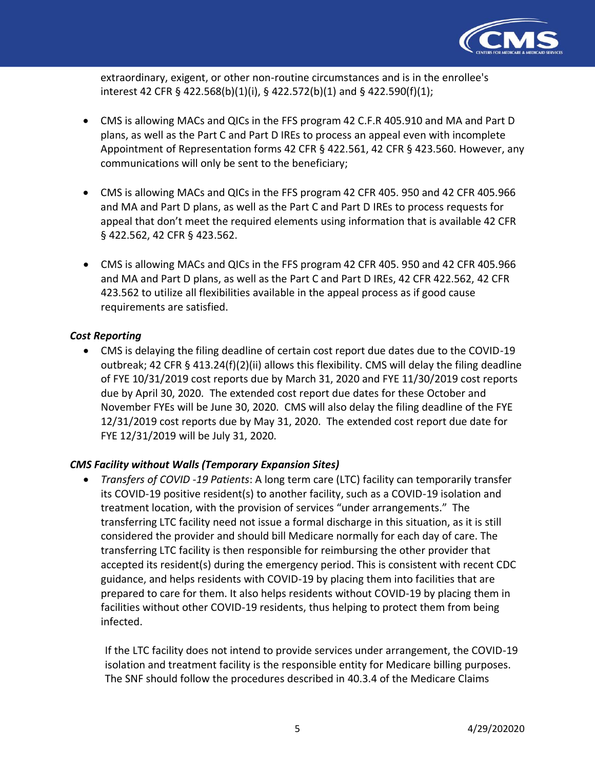extraordinary, exigent, or other non-routine circumstances and is in the enrollee's interest 42 CFR § 422.568(b)(1)(i), § 422.572(b)(1) and § 422.590(f)(1);

- CMS is allowing MACs and QICs in the FFS program 42 C.F.R 405.910 and MA and Part D plans, as well as the Part C and Part D IREs to process an appeal even with incomplete Appointment of Representation forms 42 CFR § 422.561, 42 CFR § 423.560. However, any communications will only be sent to the beneficiary;

- CMS is allowing MACs and QICs in the FFS program 42 CFR 405. 950 and 42 CFR 405.966 and MA and Part D plans, as well as the Part C and Part D IREs to process requests for appeal that don't meet the required elements using information that is available 42 CFR § 422.562, 42 CFR § 423.562.

- CMS is allowing MACs and QICs in the FFS program 42 CFR 405. 950 and 42 CFR 405.966 and MA and Part D plans, as well as the Part C and Part D IREs, 42 CFR 422.562, 42 CFR 423.562 to utilize all flexibilities available in the appeal process as if good cause requirements are satisfied.

### *Cost Reporting*

- CMS is delaying the filing deadline of certain cost report due dates due to the COVID-19 outbreak; 42 CFR § 413.24(f)(2)(ii) allows this flexibility. CMS will delay the filing deadline of FYE 10/31/2019 cost reports due by March 31, 2020 and FYE 11/30/2019 cost reports due by April 30, 2020. The extended cost report due dates for these October and November FYEs will be June 30, 2020. CMS will also delay the filing deadline of the FYE 12/31/2019 cost reports due by May 31, 2020. The extended cost report due date for FYE 12/31/2019 will be July 31, 2020.

### *CMS Facility without Walls (Temporary Expansion Sites)*

- *Transfers of COVID -19 Patients*: A long term care (LTC) facility can temporarily transfer its COVID-19 positive resident(s) to another facility, such as a COVID-19 isolation and treatment location, with the provision of services "under arrangements." The transferring LTC facility need not issue a formal discharge in this situation, as it is still considered the provider and should bill Medicare normally for each day of care. The transferring LTC facility is then responsible for reimbursing the other provider that accepted its resident(s) during the emergency period. This is consistent with recent CDC guidance, and helps residents with COVID-19 by placing them into facilities that are prepared to care for them. It also helps residents without COVID-19 by placing them in facilities without other COVID-19 residents, thus helping to protect them from being infected.

  If the LTC facility does not intend to provide services under arrangement, the COVID-19 isolation and treatment facility is the responsible entity for Medicare billing purposes. The SNF should follow the procedures described in 40.3.4 of the Medicare Claims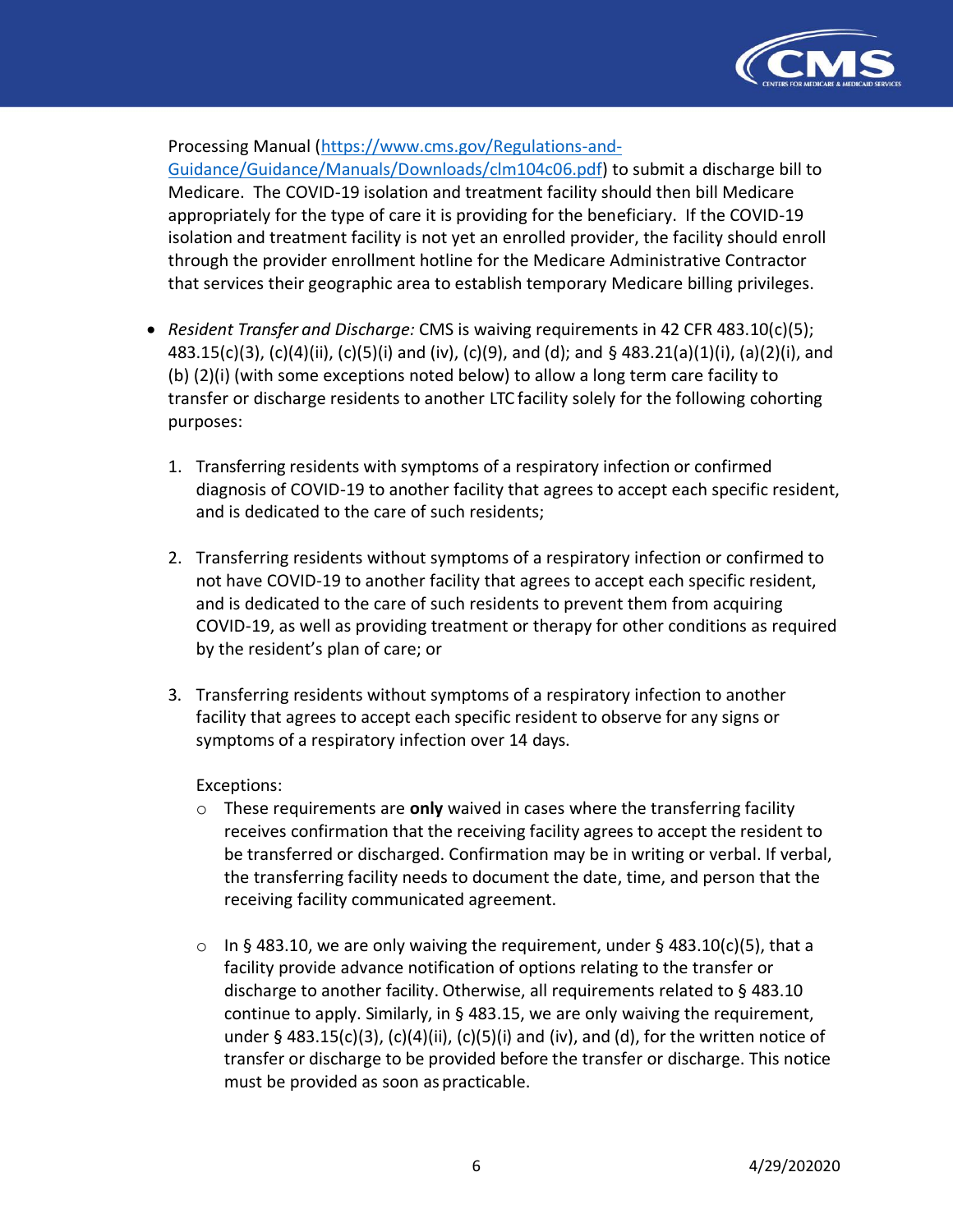Processing Manual ([https://www.cms.gov/Regulations-and-Guidance/Guidance/Manuals/Downloads/clm104c06.pdf](https://www.cms.gov/Regulations-and-Guidance/Guidance/Manuals/Downloads/clm104c06.pdf)) to submit a discharge bill to Medicare. The COVID-19 isolation and treatment facility should then bill Medicare appropriately for the type of care it is providing for the beneficiary. If the COVID-19 isolation and treatment facility is not yet an enrolled provider, the facility should enroll through the provider enrollment hotline for the Medicare Administrative Contractor that services their geographic area to establish temporary Medicare billing privileges.

- *Resident Transfer and Discharge:* CMS is waiving requirements in 42 CFR 483.10(c)(5); 483.15(c)(3), (c)(4)(ii), (c)(5)(i) and (iv), (c)(9), and (d); and § 483.21(a)(1)(i), (a)(2)(i), and (b) (2)(i) (with some exceptions noted below) to allow a long term care facility to transfer or discharge residents to another LTC facility solely for the following cohorting purposes:

  1. Transferring residents with symptoms of a respiratory infection or confirmed diagnosis of COVID-19 to another facility that agrees to accept each specific resident, and is dedicated to the care of such residents;

  2. Transferring residents without symptoms of a respiratory infection or confirmed to not have COVID-19 to another facility that agrees to accept each specific resident, and is dedicated to the care of such residents to prevent them from acquiring COVID-19, as well as providing treatment or therapy for other conditions as required by the resident's plan of care; or

  3. Transferring residents without symptoms of a respiratory infection to another facility that agrees to accept each specific resident to observe for any signs or symptoms of a respiratory infection over 14 days.

  Exceptions:

  - These requirements are **only** waived in cases where the transferring facility receives confirmation that the receiving facility agrees to accept the resident to be transferred or discharged. Confirmation may be in writing or verbal. If verbal, the transferring facility needs to document the date, time, and person that the receiving facility communicated agreement.

  - In § 483.10, we are only waiving the requirement, under § 483.10(c)(5), that a facility provide advance notification of options relating to the transfer or discharge to another facility. Otherwise, all requirements related to § 483.10 continue to apply. Similarly, in § 483.15, we are only waiving the requirement, under § 483.15(c)(3), (c)(4)(ii), (c)(5)(i) and (iv), and (d), for the written notice of transfer or discharge to be provided before the transfer or discharge. This notice must be provided as soon as practicable.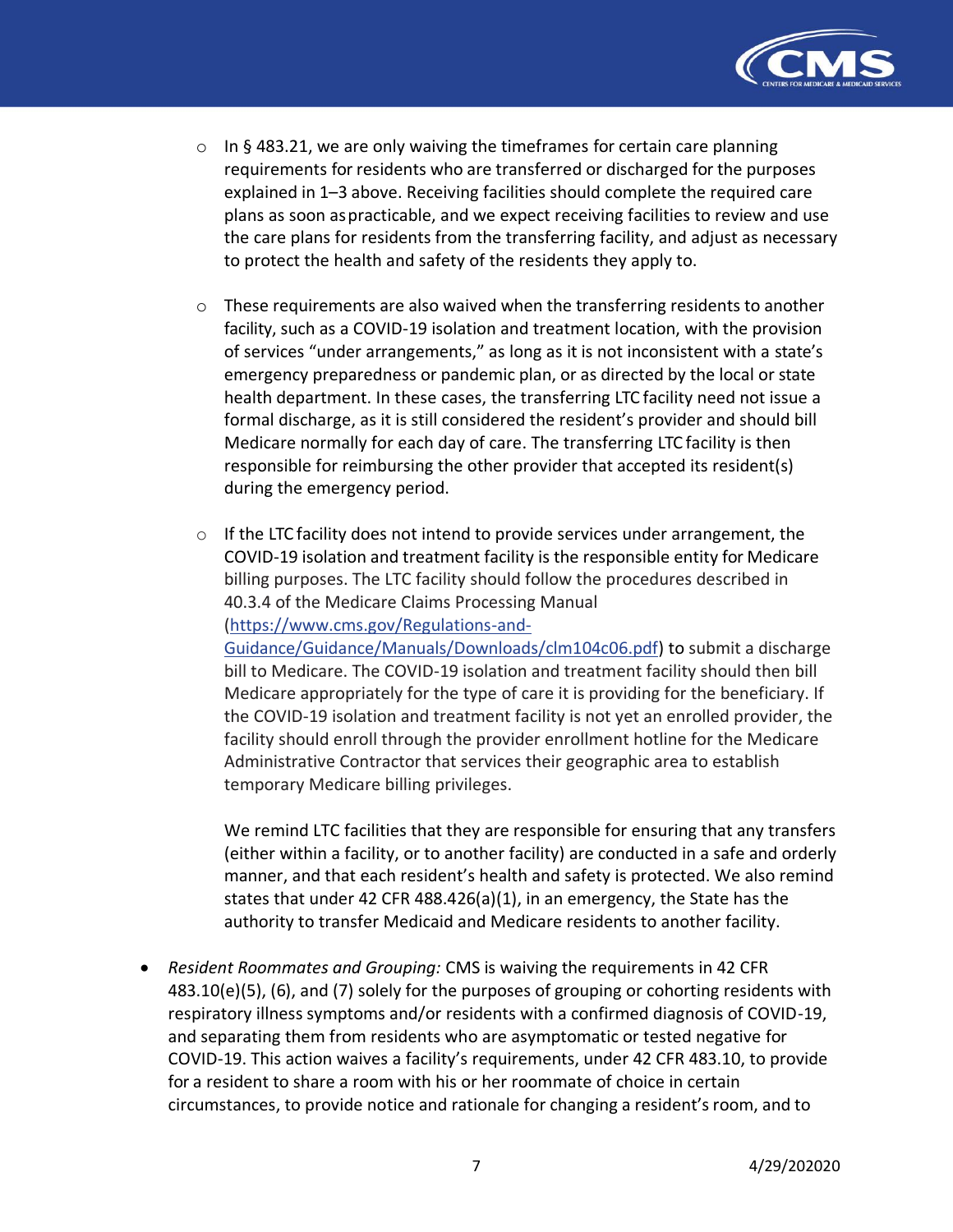- In § 483.21, we are only waiving the timeframes for certain care planning requirements for residents who are transferred or discharged for the purposes explained in 1–3 above. Receiving facilities should complete the required care plans as soon as practicable, and we expect receiving facilities to review and use the care plans for residents from the transferring facility, and adjust as necessary to protect the health and safety of the residents they apply to.

  - These requirements are also waived when the transferring residents to another facility, such as a COVID-19 isolation and treatment location, with the provision of services "under arrangements," as long as it is not inconsistent with a state's emergency preparedness or pandemic plan, or as directed by the local or state health department. In these cases, the transferring LTC facility need not issue a formal discharge, as it is still considered the resident's provider and should bill Medicare normally for each day of care. The transferring LTC facility is then responsible for reimbursing the other provider that accepted its resident(s) during the emergency period.

  - If the LTC facility does not intend to provide services under arrangement, the COVID-19 isolation and treatment facility is the responsible entity for Medicare billing purposes. The LTC facility should follow the procedures described in 40.3.4 of the Medicare Claims Processing Manual ([https://www.cms.gov/Regulations-and-Guidance/Guidance/Manuals/Downloads/clm104c06.pdf](https://www.cms.gov/Regulations-and-Guidance/Guidance/Manuals/Downloads/clm104c06.pdf)) to submit a discharge bill to Medicare. The COVID-19 isolation and treatment facility should then bill Medicare appropriately for the type of care it is providing for the beneficiary. If the COVID-19 isolation and treatment facility is not yet an enrolled provider, the facility should enroll through the provider enrollment hotline for the Medicare Administrative Contractor that services their geographic area to establish temporary Medicare billing privileges.

    We remind LTC facilities that they are responsible for ensuring that any transfers (either within a facility, or to another facility) are conducted in a safe and orderly manner, and that each resident's health and safety is protected. We also remind states that under 42 CFR 488.426(a)(1), in an emergency, the State has the authority to transfer Medicaid and Medicare residents to another facility.

- *Resident Roommates and Grouping:* CMS is waiving the requirements in 42 CFR 483.10(e)(5), (6), and (7) solely for the purposes of grouping or cohorting residents with respiratory illness symptoms and/or residents with a confirmed diagnosis of COVID-19, and separating them from residents who are asymptomatic or tested negative for COVID-19. This action waives a facility's requirements, under 42 CFR 483.10, to provide for a resident to share a room with his or her roommate of choice in certain circumstances, to provide notice and rationale for changing a resident's room, and to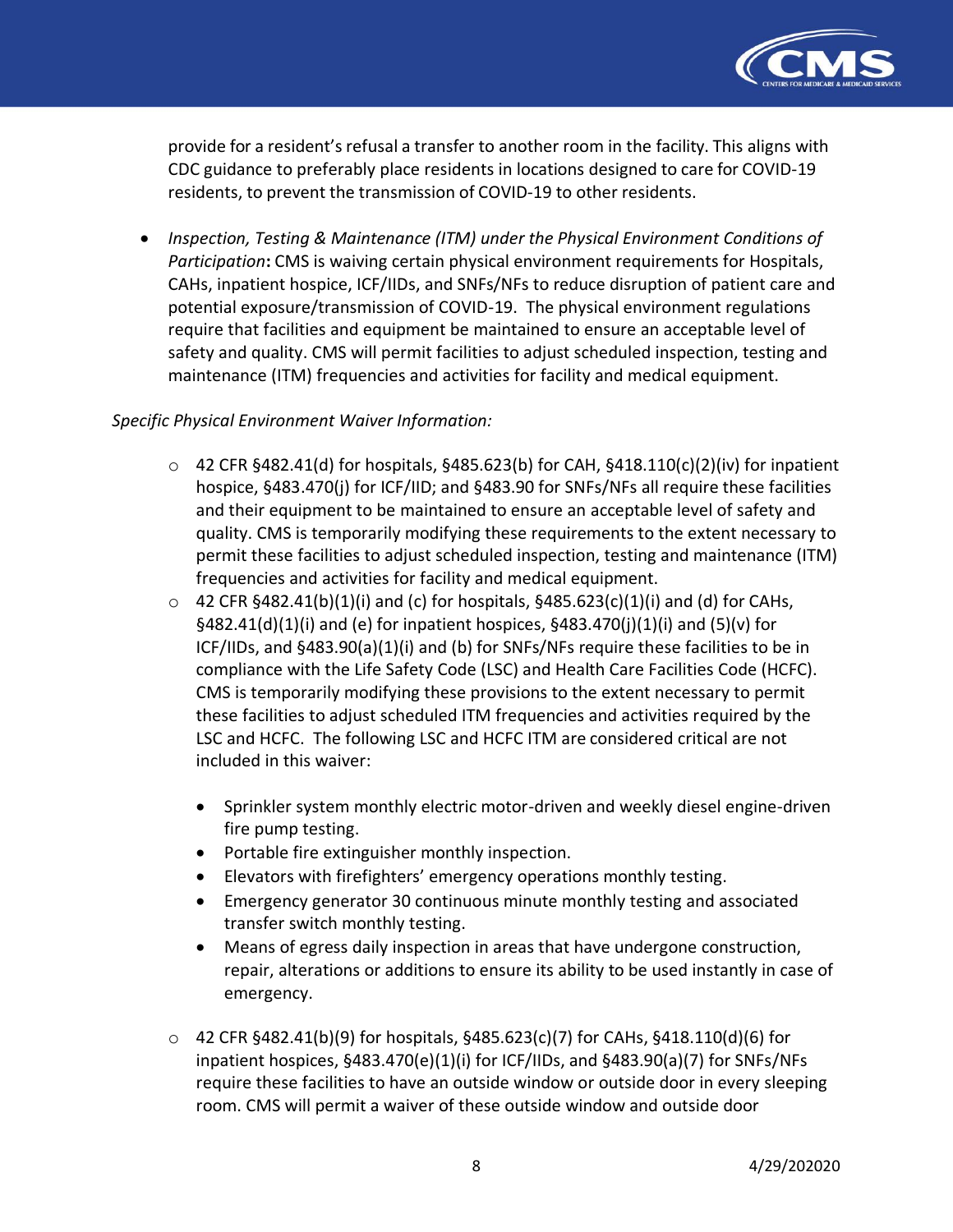provide for a resident's refusal a transfer to another room in the facility. This aligns with CDC guidance to preferably place residents in locations designed to care for COVID-19 residents, to prevent the transmission of COVID-19 to other residents.

- *Inspection, Testing & Maintenance (ITM) under the Physical Environment Conditions of Participation***:** CMS is waiving certain physical environment requirements for Hospitals, CAHs, inpatient hospice, ICF/IIDs, and SNFs/NFs to reduce disruption of patient care and potential exposure/transmission of COVID-19. The physical environment regulations require that facilities and equipment be maintained to ensure an acceptable level of safety and quality. CMS will permit facilities to adjust scheduled inspection, testing and maintenance (ITM) frequencies and activities for facility and medical equipment.

*Specific Physical Environment Waiver Information:*

- 42 CFR §482.41(d) for hospitals, §485.623(b) for CAH, §418.110(c)(2)(iv) for inpatient hospice, §483.470(j) for ICF/IID; and §483.90 for SNFs/NFs all require these facilities and their equipment to be maintained to ensure an acceptable level of safety and quality. CMS is temporarily modifying these requirements to the extent necessary to permit these facilities to adjust scheduled inspection, testing and maintenance (ITM) frequencies and activities for facility and medical equipment.
- 42 CFR §482.41(b)(1)(i) and (c) for hospitals, §485.623(c)(1)(i) and (d) for CAHs, §482.41(d)(1)(i) and (e) for inpatient hospices, §483.470(j)(1)(i) and (5)(v) for ICF/IIDs, and §483.90(a)(1)(i) and (b) for SNFs/NFs require these facilities to be in compliance with the Life Safety Code (LSC) and Health Care Facilities Code (HCFC). CMS is temporarily modifying these provisions to the extent necessary to permit these facilities to adjust scheduled ITM frequencies and activities required by the LSC and HCFC. The following LSC and HCFC ITM are considered critical are not included in this waiver:
  - Sprinkler system monthly electric motor-driven and weekly diesel engine-driven fire pump testing.
  - Portable fire extinguisher monthly inspection.
  - Elevators with firefighters' emergency operations monthly testing.
  - Emergency generator 30 continuous minute monthly testing and associated transfer switch monthly testing.
  - Means of egress daily inspection in areas that have undergone construction, repair, alterations or additions to ensure its ability to be used instantly in case of emergency.
- 42 CFR §482.41(b)(9) for hospitals, §485.623(c)(7) for CAHs, §418.110(d)(6) for inpatient hospices, §483.470(e)(1)(i) for ICF/IIDs, and §483.90(a)(7) for SNFs/NFs require these facilities to have an outside window or outside door in every sleeping room. CMS will permit a waiver of these outside window and outside door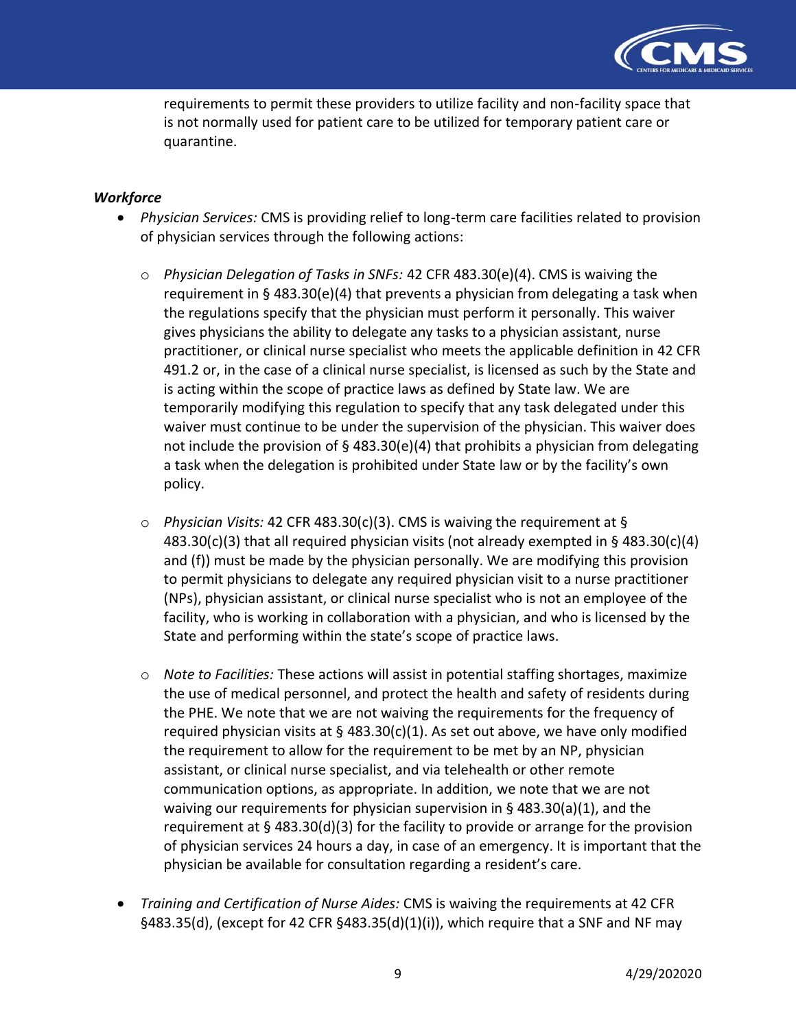requirements to permit these providers to utilize facility and non-facility space that is not normally used for patient care to be utilized for temporary patient care or quarantine.

### *Workforce*

- *Physician Services:* CMS is providing relief to long-term care facilities related to provision of physician services through the following actions:
  - *Physician Delegation of Tasks in SNFs:* 42 CFR 483.30(e)(4). CMS is waiving the requirement in § 483.30(e)(4) that prevents a physician from delegating a task when the regulations specify that the physician must perform it personally. This waiver gives physicians the ability to delegate any tasks to a physician assistant, nurse practitioner, or clinical nurse specialist who meets the applicable definition in 42 CFR 491.2 or, in the case of a clinical nurse specialist, is licensed as such by the State and is acting within the scope of practice laws as defined by State law. We are temporarily modifying this regulation to specify that any task delegated under this waiver must continue to be under the supervision of the physician. This waiver does not include the provision of § 483.30(e)(4) that prohibits a physician from delegating a task when the delegation is prohibited under State law or by the facility's own policy.
  - *Physician Visits:* 42 CFR 483.30(c)(3). CMS is waiving the requirement at § 483.30(c)(3) that all required physician visits (not already exempted in § 483.30(c)(4) and (f)) must be made by the physician personally. We are modifying this provision to permit physicians to delegate any required physician visit to a nurse practitioner (NPs), physician assistant, or clinical nurse specialist who is not an employee of the facility, who is working in collaboration with a physician, and who is licensed by the State and performing within the state's scope of practice laws.
  - *Note to Facilities:* These actions will assist in potential staffing shortages, maximize the use of medical personnel, and protect the health and safety of residents during the PHE. We note that we are not waiving the requirements for the frequency of required physician visits at § 483.30(c)(1). As set out above, we have only modified the requirement to allow for the requirement to be met by an NP, physician assistant, or clinical nurse specialist, and via telehealth or other remote communication options, as appropriate. In addition, we note that we are not waiving our requirements for physician supervision in § 483.30(a)(1), and the requirement at § 483.30(d)(3) for the facility to provide or arrange for the provision of physician services 24 hours a day, in case of an emergency. It is important that the physician be available for consultation regarding a resident's care.
- *Training and Certification of Nurse Aides:* CMS is waiving the requirements at 42 CFR §483.35(d), (except for 42 CFR §483.35(d)(1)(i)), which require that a SNF and NF may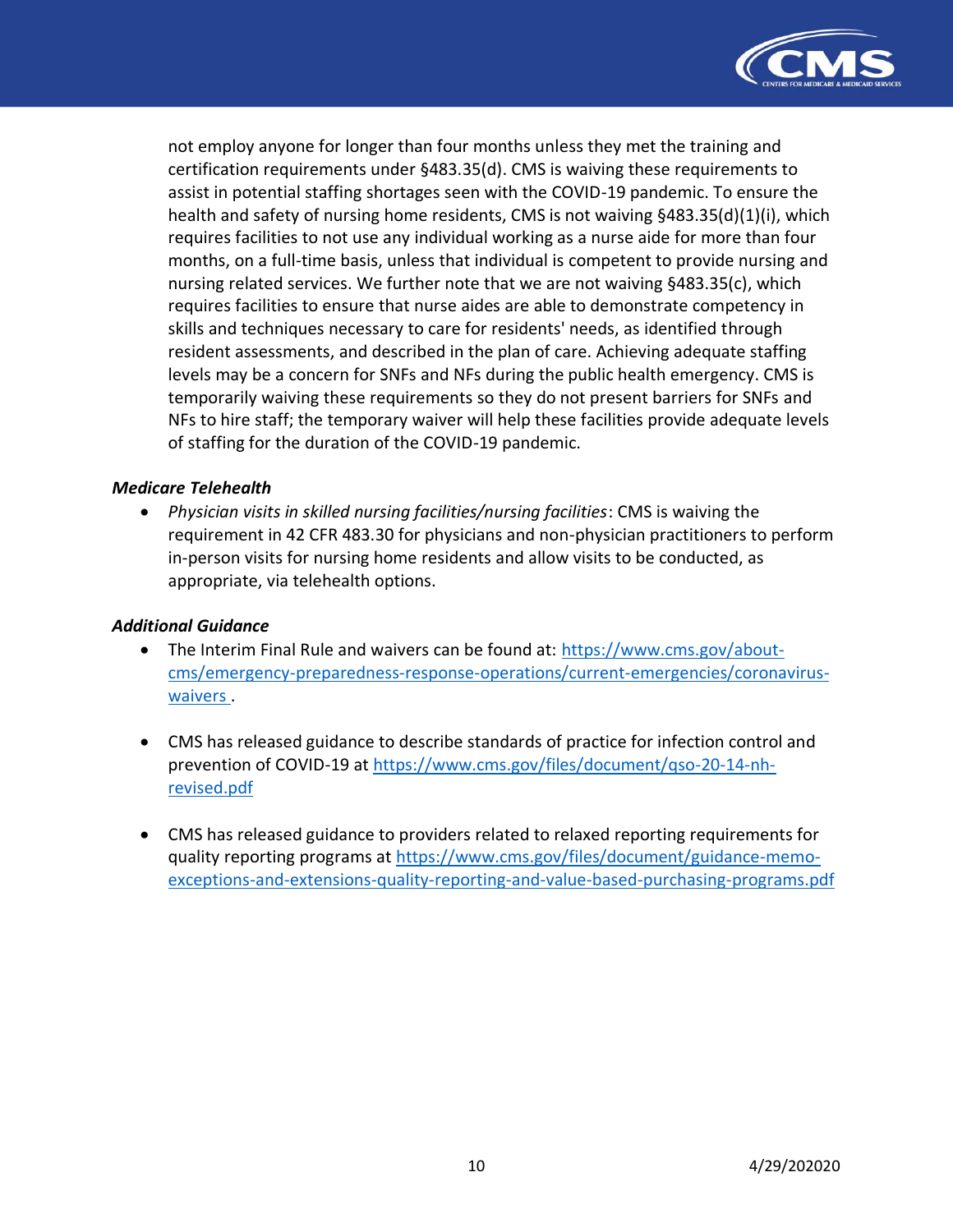not employ anyone for longer than four months unless they met the training and certification requirements under §483.35(d). CMS is waiving these requirements to assist in potential staffing shortages seen with the COVID-19 pandemic. To ensure the health and safety of nursing home residents, CMS is not waiving §483.35(d)(1)(i), which requires facilities to not use any individual working as a nurse aide for more than four months, on a full-time basis, unless that individual is competent to provide nursing and nursing related services. We further note that we are not waiving §483.35(c), which requires facilities to ensure that nurse aides are able to demonstrate competency in skills and techniques necessary to care for residents' needs, as identified through resident assessments, and described in the plan of care. Achieving adequate staffing levels may be a concern for SNFs and NFs during the public health emergency. CMS is temporarily waiving these requirements so they do not present barriers for SNFs and NFs to hire staff; the temporary waiver will help these facilities provide adequate levels of staffing for the duration of the COVID-19 pandemic.

***Medicare Telehealth***

- *Physician visits in skilled nursing facilities/nursing facilities*: CMS is waiving the requirement in 42 CFR 483.30 for physicians and non-physician practitioners to perform in-person visits for nursing home residents and allow visits to be conducted, as appropriate, via telehealth options.

***Additional Guidance***

- The Interim Final Rule and waivers can be found at: https://www.cms.gov/about-cms/emergency-preparedness-response-operations/current-emergencies/coronavirus-waivers .

- CMS has released guidance to describe standards of practice for infection control and prevention of COVID-19 at https://www.cms.gov/files/document/qso-20-14-nh-revised.pdf

- CMS has released guidance to providers related to relaxed reporting requirements for quality reporting programs at https://www.cms.gov/files/document/guidance-memo-exceptions-and-extensions-quality-reporting-and-value-based-purchasing-programs.pdf